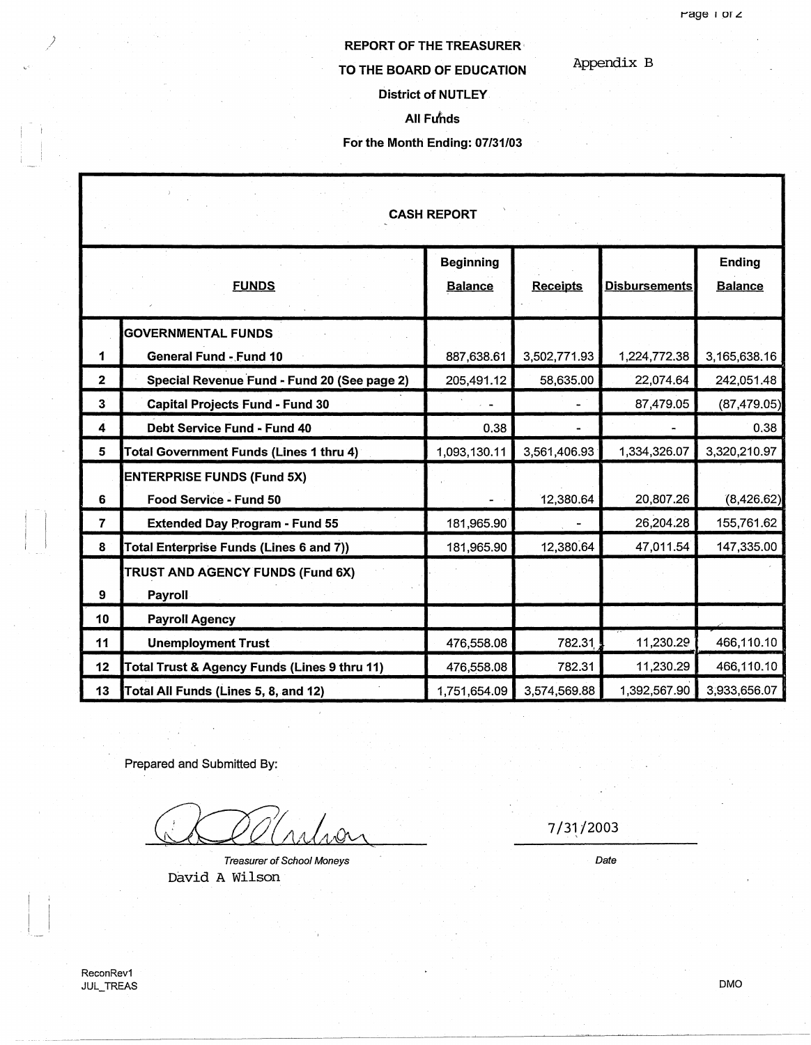# REPORT OF THE TREASURER

## TO THE BOARD OF EDUCATION

Appendix B

**District of NUTLEY**

**All Funds**

**For the Month Ending: 07/31/03**

### CASH REPORT

| | FUNDS | Beginning Balance | Receipts | Disbursements | Ending Balance |
|---|---|---|---|---|---|
| | **GOVERNMENTAL FUNDS** | | | | |
| 1 | **General Fund - Fund 10** | 887,638.61 | 3,502,771.93 | 1,224,772.38 | 3,165,638.16 |
| 2 | **Special Revenue Fund - Fund 20 (See page 2)** | 205,491.12 | 58,635.00 | 22,074.64 | 242,051.48 |
| 3 | **Capital Projects Fund - Fund 30** | - | - | 87,479.05 | (87,479.05) |
| 4 | **Debt Service Fund - Fund 40** | 0.38 | - | - | 0.38 |
| 5 | **Total Government Funds (Lines 1 thru 4)** | 1,093,130.11 | 3,561,406.93 | 1,334,326.07 | 3,320,210.97 |
| | **ENTERPRISE FUNDS (Fund 5X)** | | | | |
| 6 | **Food Service - Fund 50** | - | 12,380.64 | 20,807.26 | (8,426.62) |
| 7 | **Extended Day Program - Fund 55** | 181,965.90 | - | 26,204.28 | 155,761.62 |
| 8 | **Total Enterprise Funds (Lines 6 and 7))** | 181,965.90 | 12,380.64 | 47,011.54 | 147,335.00 |
| | **TRUST AND AGENCY FUNDS (Fund 6X)** | | | | |
| 9 | **Payroll** | | | | |
| 10 | **Payroll Agency** | | | | |
| 11 | **Unemployment Trust** | 476,558.08 | 782.31 | 11,230.29 | 466,110.10 |
| 12 | **Total Trust & Agency Funds (Lines 9 thru 11)** | 476,558.08 | 782.31 | 11,230.29 | 466,110.10 |
| 13 | **Total All Funds (Lines 5, 8, and 12)** | 1,751,654.09 | 3,574,569.88 | 1,392,567.90 | 3,933,656.07 |

Prepared and Submitted By:

*Treasurer of School Moneys*
David A Wilson

7/31/2003
*Date*

ReconRev1
JUL_TREAS

DMO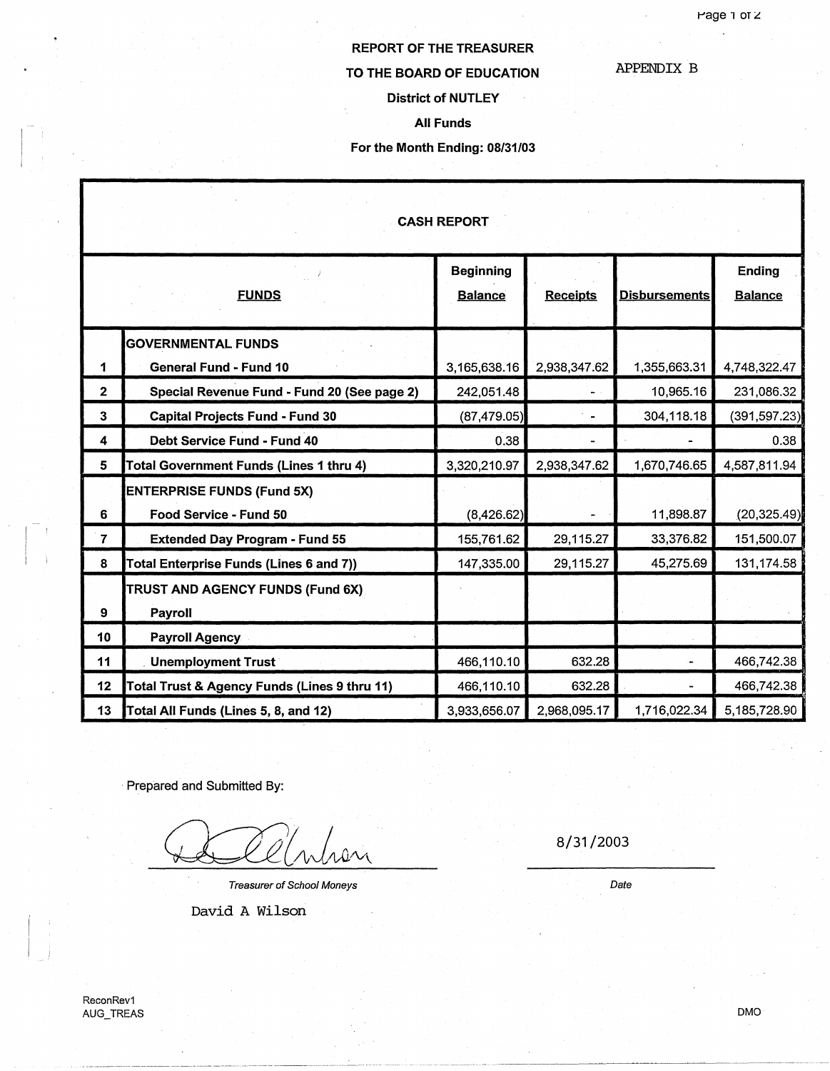# REPORT OF THE TREASURER

# TO THE BOARD OF EDUCATION

APPENDIX B

**District of NUTLEY**

**All Funds**

**For the Month Ending: 08/31/03**

## CASH REPORT

| | FUNDS | Beginning Balance | Receipts | Disbursements | Ending Balance |
|---|---|---|---|---|---|
| | **GOVERNMENTAL FUNDS** | | | | |
| 1 | General Fund - Fund 10 | 3,165,638.16 | 2,938,347.62 | 1,355,663.31 | 4,748,322.47 |
| 2 | Special Revenue Fund - Fund 20 (See page 2) | 242,051.48 | - | 10,965.16 | 231,086.32 |
| 3 | Capital Projects Fund - Fund 30 | (87,479.05) | - | 304,118.18 | (391,597.23) |
| 4 | Debt Service Fund - Fund 40 | 0.38 | - | - | 0.38 |
| 5 | **Total Government Funds (Lines 1 thru 4)** | 3,320,210.97 | 2,938,347.62 | 1,670,746.65 | 4,587,811.94 |
| | **ENTERPRISE FUNDS (Fund 5X)** | | | | |
| 6 | Food Service - Fund 50 | (8,426.62) | - | 11,898.87 | (20,325.49) |
| 7 | Extended Day Program - Fund 55 | 155,761.62 | 29,115.27 | 33,376.82 | 151,500.07 |
| 8 | **Total Enterprise Funds (Lines 6 and 7))** | 147,335.00 | 29,115.27 | 45,275.69 | 131,174.58 |
| | **TRUST AND AGENCY FUNDS (Fund 6X)** | | | | |
| 9 | Payroll | | | | |
| 10 | Payroll Agency | | | | |
| 11 | Unemployment Trust | 466,110.10 | 632.28 | - | 466,742.38 |
| 12 | **Total Trust & Agency Funds (Lines 9 thru 11)** | 466,110.10 | 632.28 | - | 466,742.38 |
| 13 | **Total All Funds (Lines 5, 8, and 12)** | 3,933,656.07 | 2,968,095.17 | 1,716,022.34 | 5,185,728.90 |

Prepared and Submitted By:

*Treasurer of School Moneys*

David A Wilson

8/31/2003

*Date*

ReconRev1
AUG_TREAS

DMO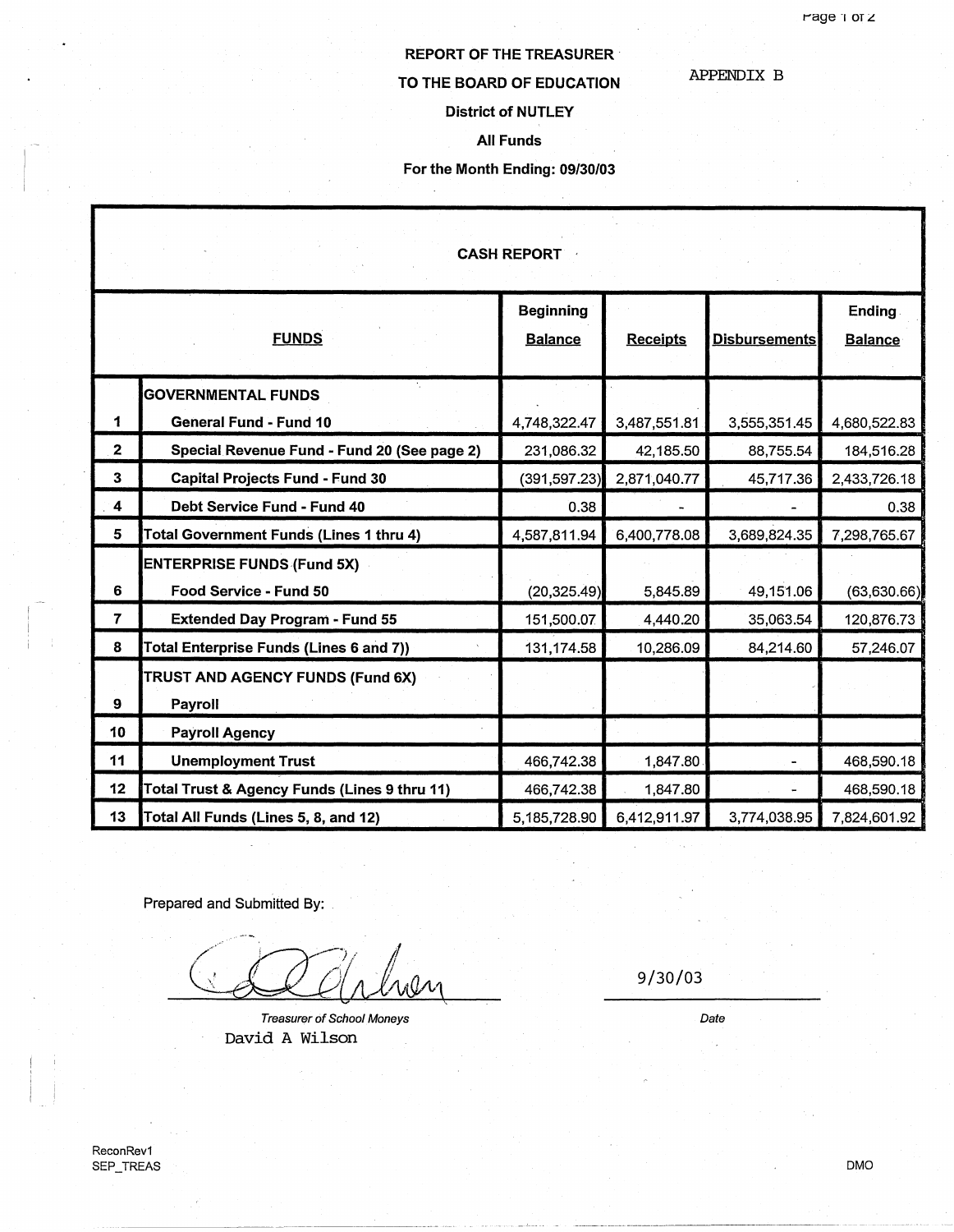**REPORT OF THE TREASURER**

**TO THE BOARD OF EDUCATION**

APPENDIX B

**District of NUTLEY**

**All Funds**

**For the Month Ending: 09/30/03**

**CASH REPORT**

| | FUNDS | Beginning Balance | Receipts | Disbursements | Ending Balance |
|---|---|---|---|---|---|
| | **GOVERNMENTAL FUNDS** | | | | |
| 1 | General Fund - Fund 10 | 4,748,322.47 | 3,487,551.81 | 3,555,351.45 | 4,680,522.83 |
| 2 | Special Revenue Fund - Fund 20 (See page 2) | 231,086.32 | 42,185.50 | 88,755.54 | 184,516.28 |
| 3 | Capital Projects Fund - Fund 30 | (391,597.23) | 2,871,040.77 | 45,717.36 | 2,433,726.18 |
| 4 | Debt Service Fund - Fund 40 | 0.38 | - | - | 0.38 |
| 5 | **Total Government Funds (Lines 1 thru 4)** | 4,587,811.94 | 6,400,778.08 | 3,689,824.35 | 7,298,765.67 |
| | **ENTERPRISE FUNDS (Fund 5X)** | | | | |
| 6 | Food Service - Fund 50 | (20,325.49) | 5,845.89 | 49,151.06 | (63,630.66) |
| 7 | Extended Day Program - Fund 55 | 151,500.07 | 4,440.20 | 35,063.54 | 120,876.73 |
| 8 | **Total Enterprise Funds (Lines 6 and 7))** | 131,174.58 | 10,286.09 | 84,214.60 | 57,246.07 |
| | **TRUST AND AGENCY FUNDS (Fund 6X)** | | | | |
| 9 | Payroll | | | | |
| 10 | Payroll Agency | | | | |
| 11 | Unemployment Trust | 466,742.38 | 1,847.80 | - | 468,590.18 |
| 12 | **Total Trust & Agency Funds (Lines 9 thru 11)** | 466,742.38 | 1,847.80 | - | 468,590.18 |
| 13 | **Total All Funds (Lines 5, 8, and 12)** | 5,185,728.90 | 6,412,911.97 | 3,774,038.95 | 7,824,601.92 |

Prepared and Submitted By:

*Treasurer of School Moneys*
David A Wilson

9/30/03
*Date*

ReconRev1
SEP_TREAS

DMO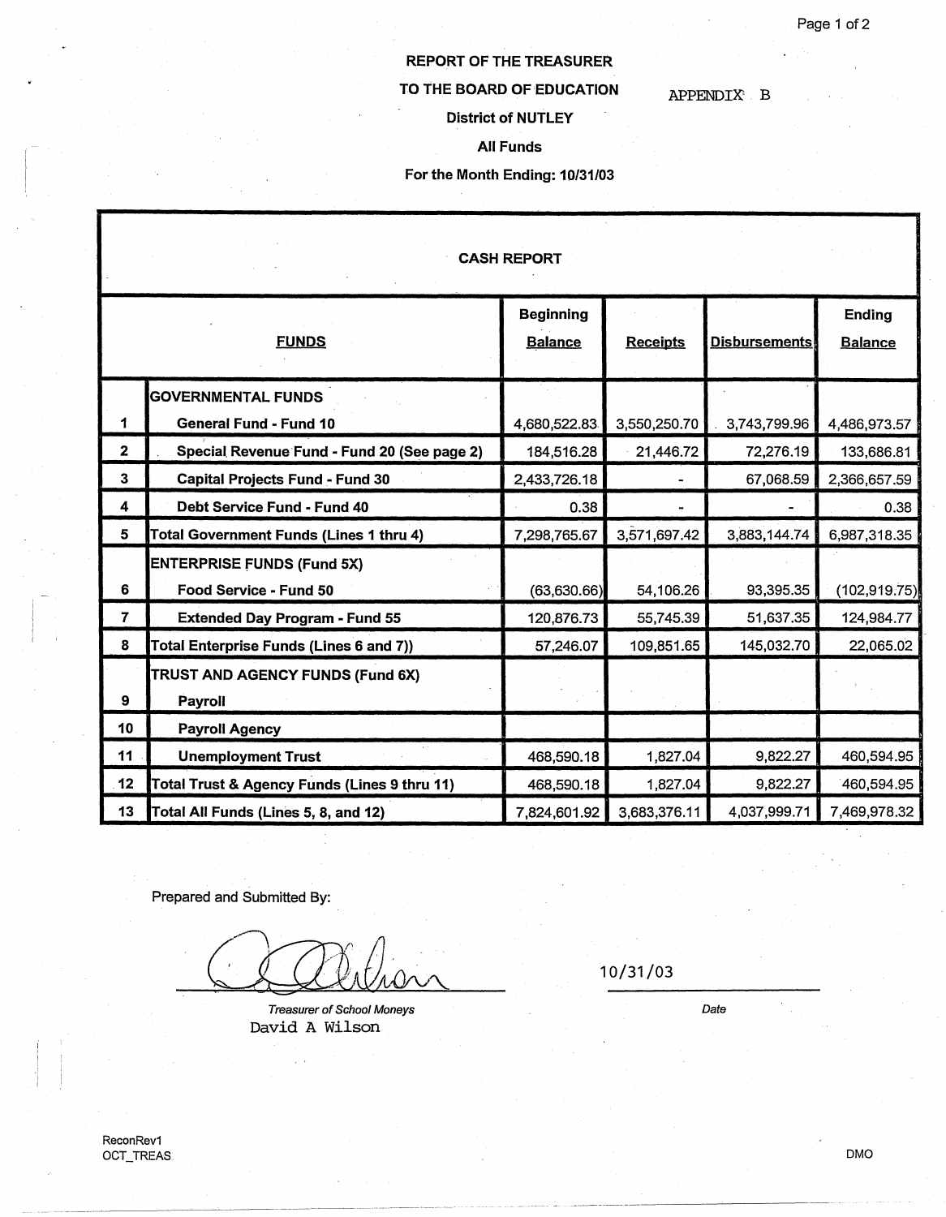REPORT OF THE TREASURER

TO THE BOARD OF EDUCATION

APPENDIX B

District of NUTLEY

All Funds

For the Month Ending: 10/31/03

**CASH REPORT**

| | FUNDS | Beginning Balance | Receipts | Disbursements | Ending Balance |
|---|---|---|---|---|---|
| | **GOVERNMENTAL FUNDS** | | | | |
| 1 | General Fund - Fund 10 | 4,680,522.83 | 3,550,250.70 | 3,743,799.96 | 4,486,973.57 |
| 2 | Special Revenue Fund - Fund 20 (See page 2) | 184,516.28 | 21,446.72 | 72,276.19 | 133,686.81 |
| 3 | Capital Projects Fund - Fund 30 | 2,433,726.18 | - | 67,068.59 | 2,366,657.59 |
| 4 | Debt Service Fund - Fund 40 | 0.38 | - | - | 0.38 |
| 5 | Total Government Funds (Lines 1 thru 4) | 7,298,765.67 | 3,571,697.42 | 3,883,144.74 | 6,987,318.35 |
| | **ENTERPRISE FUNDS (Fund 5X)** | | | | |
| 6 | Food Service - Fund 50 | (63,630.66) | 54,106.26 | 93,395.35 | (102,919.75) |
| 7 | Extended Day Program - Fund 55 | 120,876.73 | 55,745.39 | 51,637.35 | 124,984.77 |
| 8 | Total Enterprise Funds (Lines 6 and 7)) | 57,246.07 | 109,851.65 | 145,032.70 | 22,065.02 |
| | **TRUST AND AGENCY FUNDS (Fund 6X)** | | | | |
| 9 | Payroll | | | | |
| 10 | Payroll Agency | | | | |
| 11 | Unemployment Trust | 468,590.18 | 1,827.04 | 9,822.27 | 460,594.95 |
| 12 | Total Trust & Agency Funds (Lines 9 thru 11) | 468,590.18 | 1,827.04 | 9,822.27 | 460,594.95 |
| 13 | Total All Funds (Lines 5, 8, and 12) | 7,824,601.92 | 3,683,376.11 | 4,037,999.71 | 7,469,978.32 |

Prepared and Submitted By:

*Treasurer of School Moneys*
David A Wilson

10/31/03

*Date*

ReconRev1
OCT_TREAS

DMO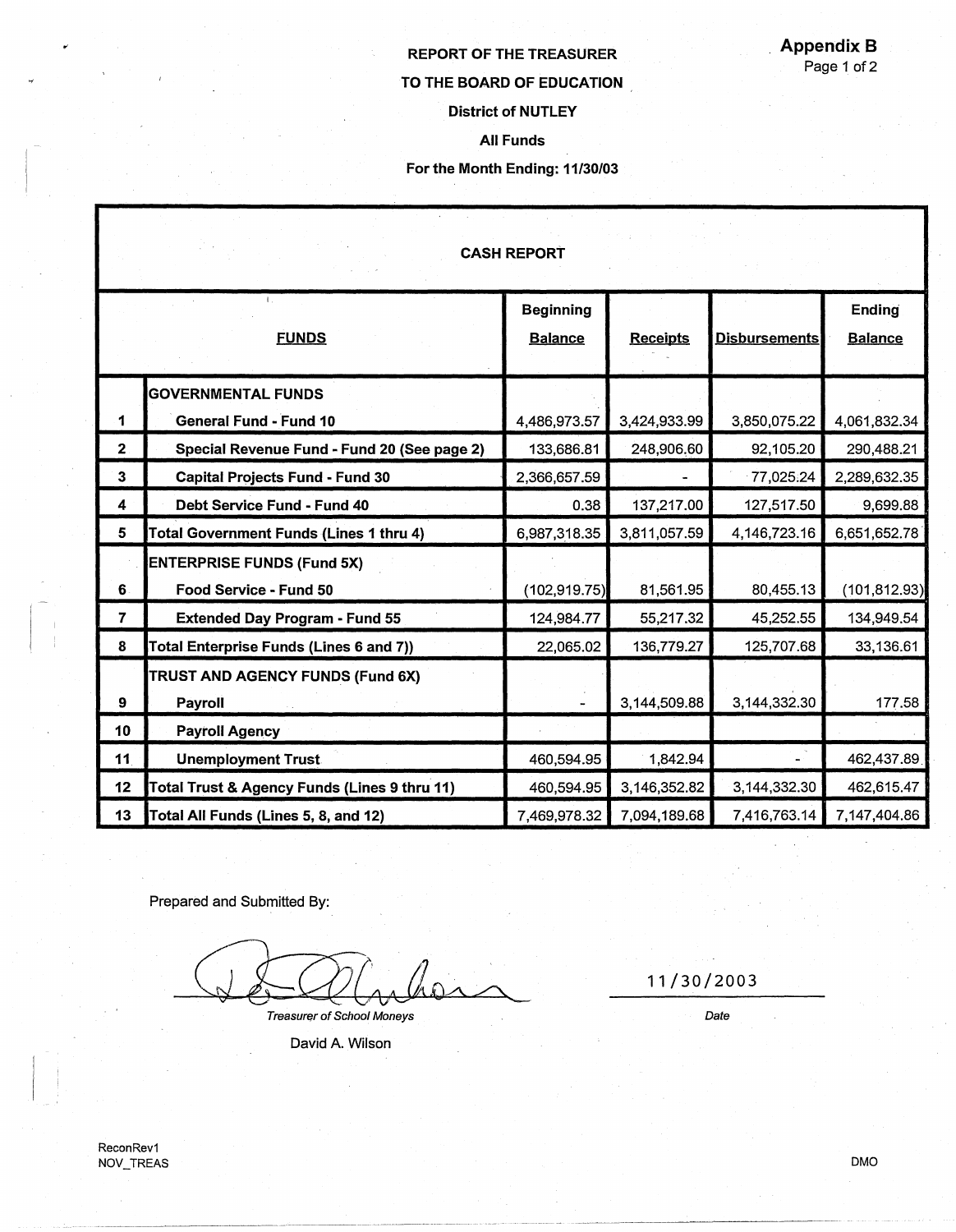Appendix B

Page 1 of 2

# REPORT OF THE TREASURER

## TO THE BOARD OF EDUCATION

### District of NUTLEY

### All Funds

### For the Month Ending: 11/30/03

**CASH REPORT**

| | FUNDS | Beginning Balance | Receipts | Disbursements | Ending Balance |
|---|---|---|---|---|---|
| | **GOVERNMENTAL FUNDS** | | | | |
| 1 | **General Fund - Fund 10** | 4,486,973.57 | 3,424,933.99 | 3,850,075.22 | 4,061,832.34 |
| 2 | **Special Revenue Fund - Fund 20 (See page 2)** | 133,686.81 | 248,906.60 | 92,105.20 | 290,488.21 |
| 3 | **Capital Projects Fund - Fund 30** | 2,366,657.59 | - | 77,025.24 | 2,289,632.35 |
| 4 | **Debt Service Fund - Fund 40** | 0.38 | 137,217.00 | 127,517.50 | 9,699.88 |
| 5 | **Total Government Funds (Lines 1 thru 4)** | 6,987,318.35 | 3,811,057.59 | 4,146,723.16 | 6,651,652.78 |
| | **ENTERPRISE FUNDS (Fund 5X)** | | | | |
| 6 | **Food Service - Fund 50** | (102,919.75) | 81,561.95 | 80,455.13 | (101,812.93) |
| 7 | **Extended Day Program - Fund 55** | 124,984.77 | 55,217.32 | 45,252.55 | 134,949.54 |
| 8 | **Total Enterprise Funds (Lines 6 and 7))** | 22,065.02 | 136,779.27 | 125,707.68 | 33,136.61 |
| | **TRUST AND AGENCY FUNDS (Fund 6X)** | | | | |
| 9 | **Payroll** | - | 3,144,509.88 | 3,144,332.30 | 177.58 |
| 10 | **Payroll Agency** | | | | |
| 11 | **Unemployment Trust** | 460,594.95 | 1,842.94 | - | 462,437.89 |
| 12 | **Total Trust & Agency Funds (Lines 9 thru 11)** | 460,594.95 | 3,146,352.82 | 3,144,332.30 | 462,615.47 |
| 13 | **Total All Funds (Lines 5, 8, and 12)** | 7,469,978.32 | 7,094,189.68 | 7,416,763.14 | 7,147,404.86 |

Prepared and Submitted By:

*Treasurer of School Moneys*

David A. Wilson

11/30/2003

*Date*

ReconRev1
NOV_TREAS

DMO